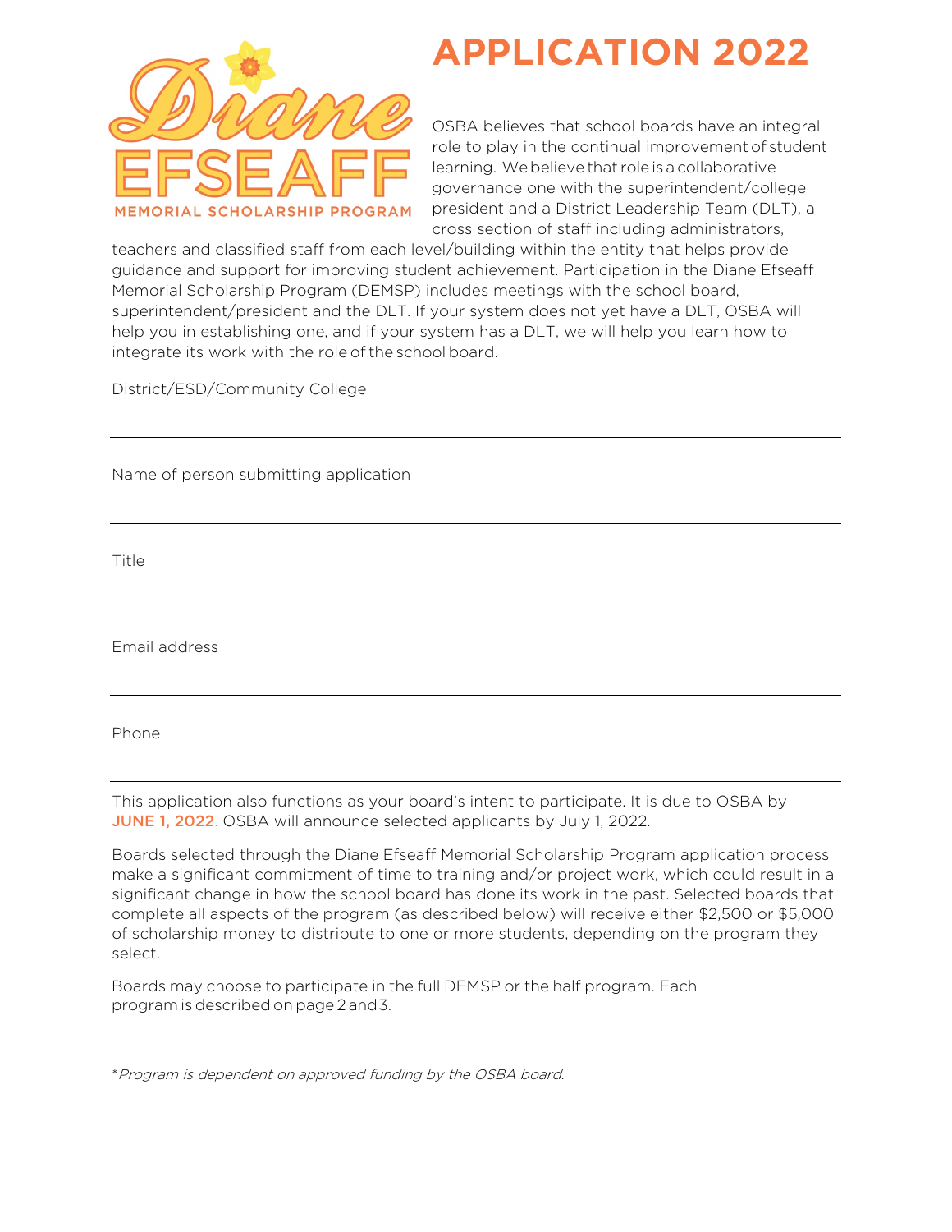Diane Efseaff Memorial Scholarship Program

# APPLICATION 2022

OSBA believes that school boards have an integral role to play in the continual improvement of student learning. We believe that role is a collaborative governance one with the superintendent/college president and a District Leadership Team (DLT), a cross section of staff including administrators, teachers and classified staff from each level/building within the entity that helps provide guidance and support for improving student achievement. Participation in the Diane Efseaff Memorial Scholarship Program (DEMSP) includes meetings with the school board, superintendent/president and the DLT. If your system does not yet have a DLT, OSBA will help you in establishing one, and if your system has a DLT, we will help you learn how to integrate its work with the role of the school board.

District/ESD/Community College

_______________________________________________

Name of person submitting application

_______________________________________________

Title

_______________________________________________

Email address

_______________________________________________

Phone

_______________________________________________

This application also functions as your board's intent to participate. It is due to OSBA by **JUNE 1, 2022**. OSBA will announce selected applicants by July 1, 2022.

Boards selected through the Diane Efseaff Memorial Scholarship Program application process make a significant commitment of time to training and/or project work, which could result in a significant change in how the school board has done its work in the past. Selected boards that complete all aspects of the program (as described below) will receive either $2,500 or $5,000 of scholarship money to distribute to one or more students, depending on the program they select.

Boards may choose to participate in the full DEMSP or the half program. Each program is described on page 2 and 3.

**Program is dependent on approved funding by the OSBA board.*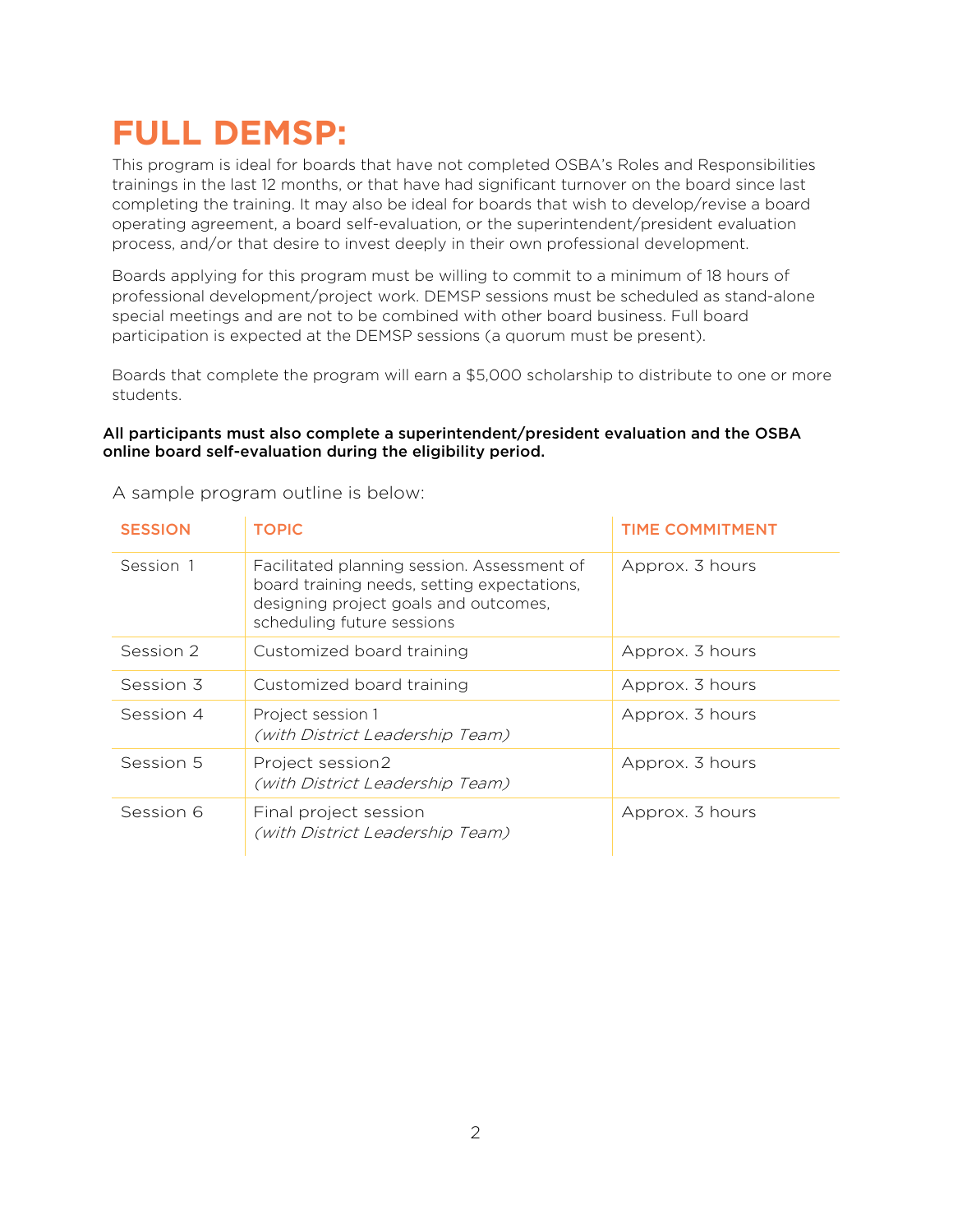# FULL DEMSP:

This program is ideal for boards that have not completed OSBA's Roles and Responsibilities trainings in the last 12 months, or that have had significant turnover on the board since last completing the training. It may also be ideal for boards that wish to develop/revise a board operating agreement, a board self-evaluation, or the superintendent/president evaluation process, and/or that desire to invest deeply in their own professional development.

Boards applying for this program must be willing to commit to a minimum of 18 hours of professional development/project work. DEMSP sessions must be scheduled as stand-alone special meetings and are not to be combined with other board business. Full board participation is expected at the DEMSP sessions (a quorum must be present).

Boards that complete the program will earn a $5,000 scholarship to distribute to one or more students.

**All participants must also complete a superintendent/president evaluation and the OSBA online board self-evaluation during the eligibility period.**

A sample program outline is below:

| SESSION | TOPIC | TIME COMMITMENT |
|---|---|---|
| Session 1 | Facilitated planning session. Assessment of board training needs, setting expectations, designing project goals and outcomes, scheduling future sessions | Approx. 3 hours |
| Session 2 | Customized board training | Approx. 3 hours |
| Session 3 | Customized board training | Approx. 3 hours |
| Session 4 | Project session 1 *(with District Leadership Team)* | Approx. 3 hours |
| Session 5 | Project session2 *(with District Leadership Team)* | Approx. 3 hours |
| Session 6 | Final project session *(with District Leadership Team)* | Approx. 3 hours |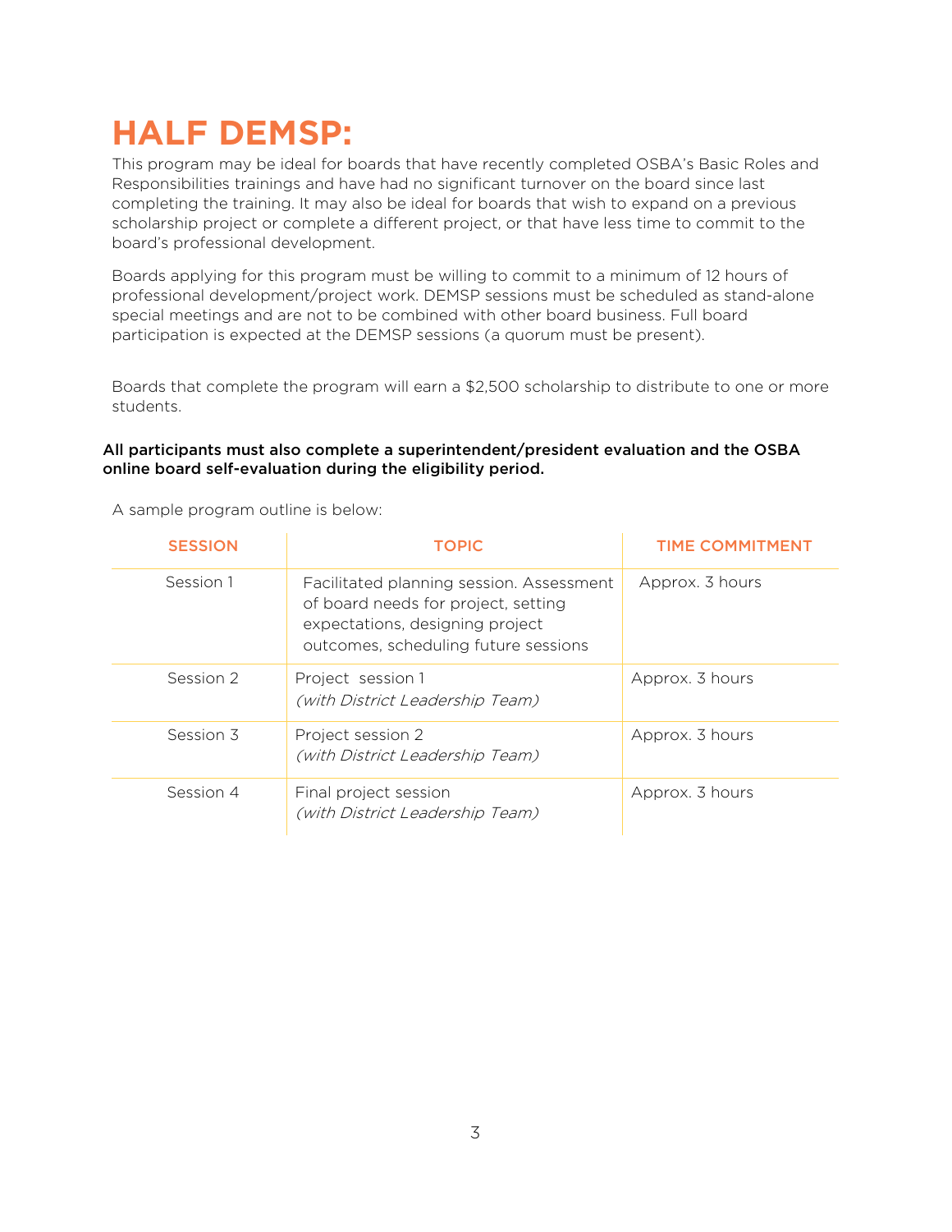# HALF DEMSP:

This program may be ideal for boards that have recently completed OSBA's Basic Roles and Responsibilities trainings and have had no significant turnover on the board since last completing the training. It may also be ideal for boards that wish to expand on a previous scholarship project or complete a different project, or that have less time to commit to the board's professional development.

Boards applying for this program must be willing to commit to a minimum of 12 hours of professional development/project work. DEMSP sessions must be scheduled as stand-alone special meetings and are not to be combined with other board business. Full board participation is expected at the DEMSP sessions (a quorum must be present).

Boards that complete the program will earn a $2,500 scholarship to distribute to one or more students.

**All participants must also complete a superintendent/president evaluation and the OSBA online board self-evaluation during the eligibility period.**

A sample program outline is below:

| SESSION | TOPIC | TIME COMMITMENT |
|---|---|---|
| Session 1 | Facilitated planning session. Assessment of board needs for project, setting expectations, designing project outcomes, scheduling future sessions | Approx. 3 hours |
| Session 2 | Project session 1 *(with District Leadership Team)* | Approx. 3 hours |
| Session 3 | Project session 2 *(with District Leadership Team)* | Approx. 3 hours |
| Session 4 | Final project session *(with District Leadership Team)* | Approx. 3 hours |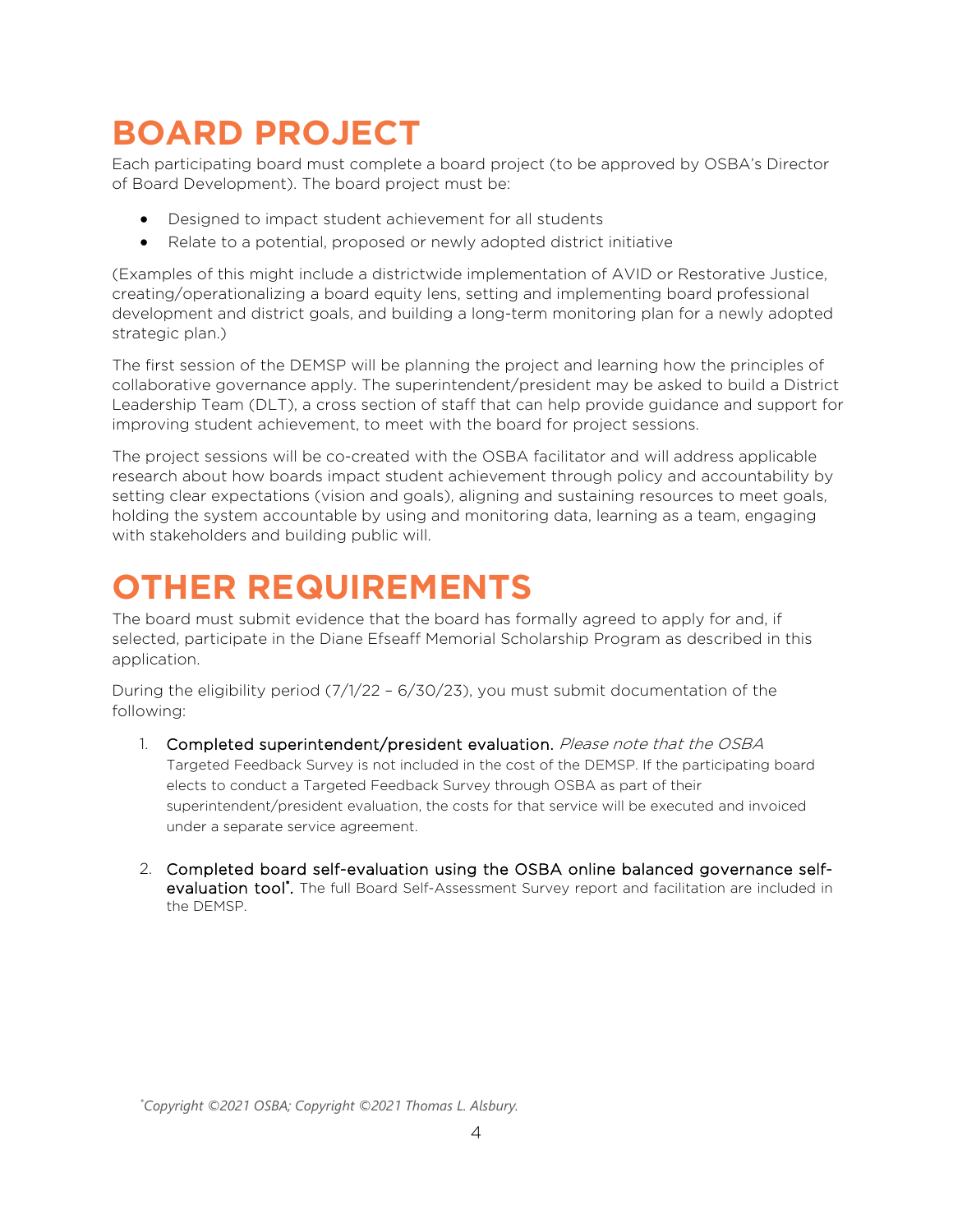# BOARD PROJECT

Each participating board must complete a board project (to be approved by OSBA's Director of Board Development). The board project must be:

- Designed to impact student achievement for all students
- Relate to a potential, proposed or newly adopted district initiative

(Examples of this might include a districtwide implementation of AVID or Restorative Justice, creating/operationalizing a board equity lens, setting and implementing board professional development and district goals, and building a long-term monitoring plan for a newly adopted strategic plan.)

The first session of the DEMSP will be planning the project and learning how the principles of collaborative governance apply. The superintendent/president may be asked to build a District Leadership Team (DLT), a cross section of staff that can help provide guidance and support for improving student achievement, to meet with the board for project sessions.

The project sessions will be co-created with the OSBA facilitator and will address applicable research about how boards impact student achievement through policy and accountability by setting clear expectations (vision and goals), aligning and sustaining resources to meet goals, holding the system accountable by using and monitoring data, learning as a team, engaging with stakeholders and building public will.

# OTHER REQUIREMENTS

The board must submit evidence that the board has formally agreed to apply for and, if selected, participate in the Diane Efseaff Memorial Scholarship Program as described in this application.

During the eligibility period (7/1/22 – 6/30/23), you must submit documentation of the following:

1. Completed superintendent/president evaluation. *Please note that the OSBA* Targeted Feedback Survey is not included in the cost of the DEMSP. If the participating board elects to conduct a Targeted Feedback Survey through OSBA as part of their superintendent/president evaluation, the costs for that service will be executed and invoiced under a separate service agreement.

2. Completed board self-evaluation using the OSBA online balanced governance self-evaluation tool*. The full Board Self-Assessment Survey report and facilitation are included in the DEMSP.

*\*Copyright ©2021 OSBA; Copyright ©2021 Thomas L. Alsbury.*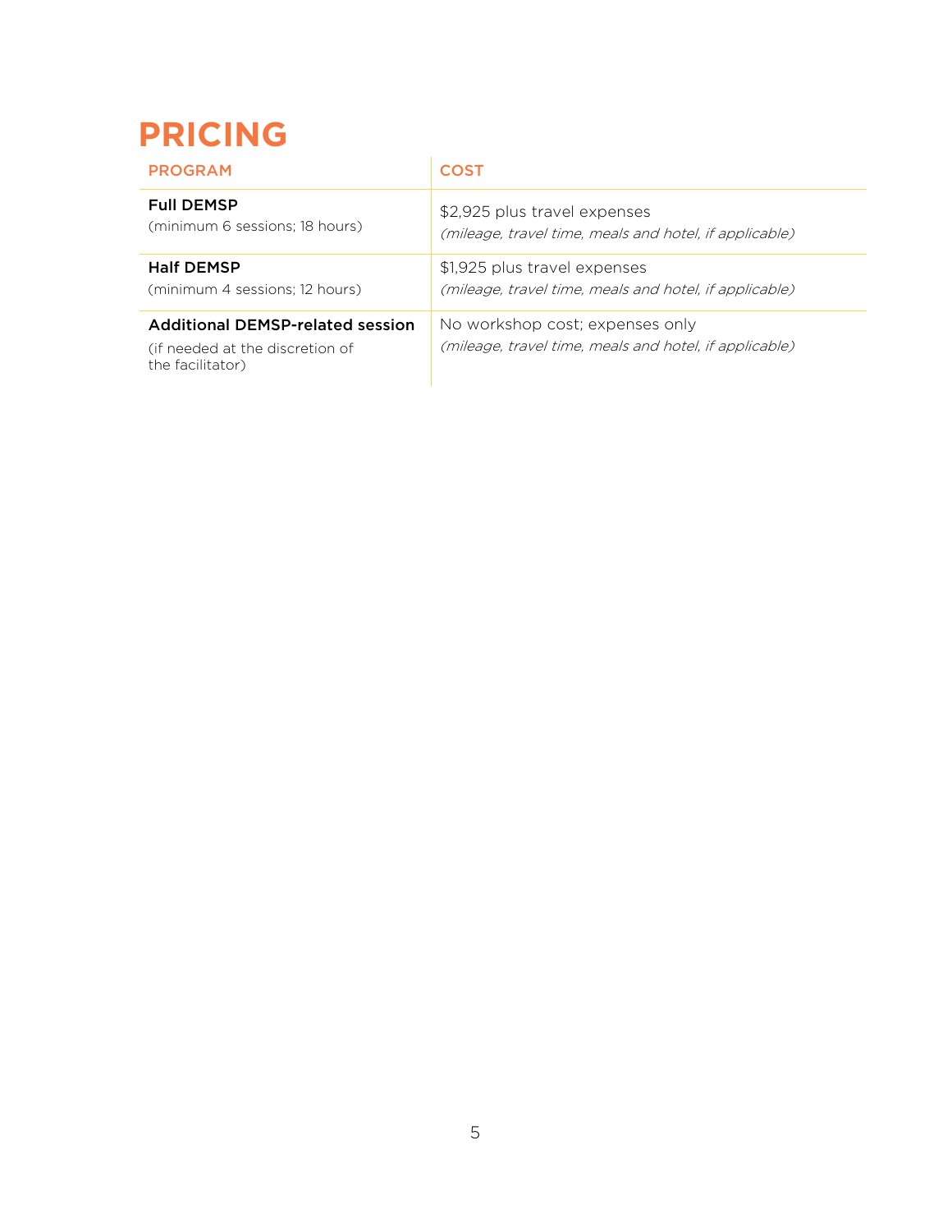# PRICING

| PROGRAM | COST |
| --- | --- |
| **Full DEMSP**<br>(minimum 6 sessions; 18 hours) | $2,925 plus travel expenses<br>*(mileage, travel time, meals and hotel, if applicable)* |
| **Half DEMSP**<br>(minimum 4 sessions; 12 hours) | $1,925 plus travel expenses<br>*(mileage, travel time, meals and hotel, if applicable)* |
| **Additional DEMSP-related session**<br>(if needed at the discretion of the facilitator) | No workshop cost; expenses only<br>*(mileage, travel time, meals and hotel, if applicable)* |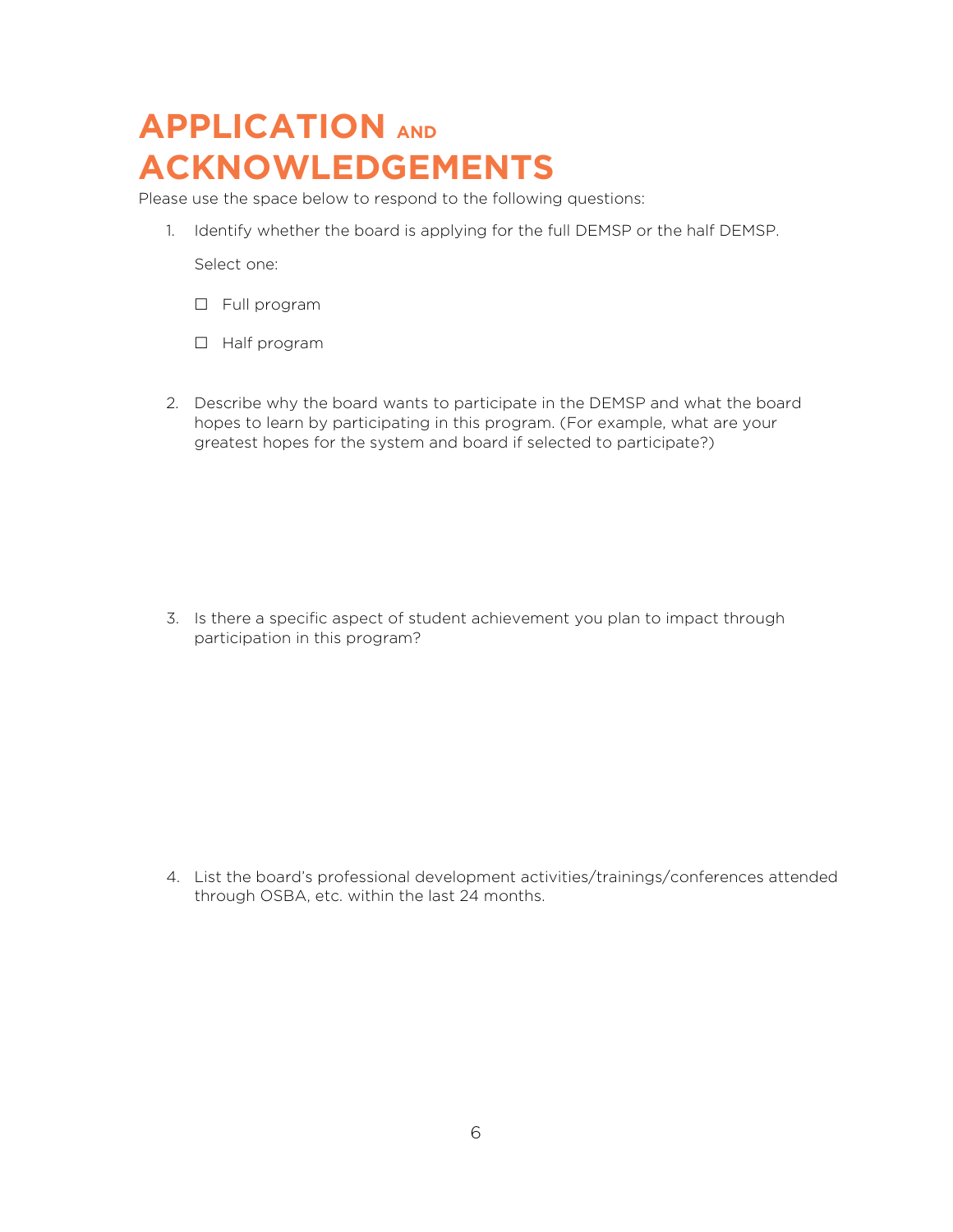# APPLICATION AND ACKNOWLEDGEMENTS

Please use the space below to respond to the following questions:

1. Identify whether the board is applying for the full DEMSP or the half DEMSP.

   Select one:

   ☐ Full program

   ☐ Half program

2. Describe why the board wants to participate in the DEMSP and what the board hopes to learn by participating in this program. (For example, what are your greatest hopes for the system and board if selected to participate?)

3. Is there a specific aspect of student achievement you plan to impact through participation in this program?

4. List the board's professional development activities/trainings/conferences attended through OSBA, etc. within the last 24 months.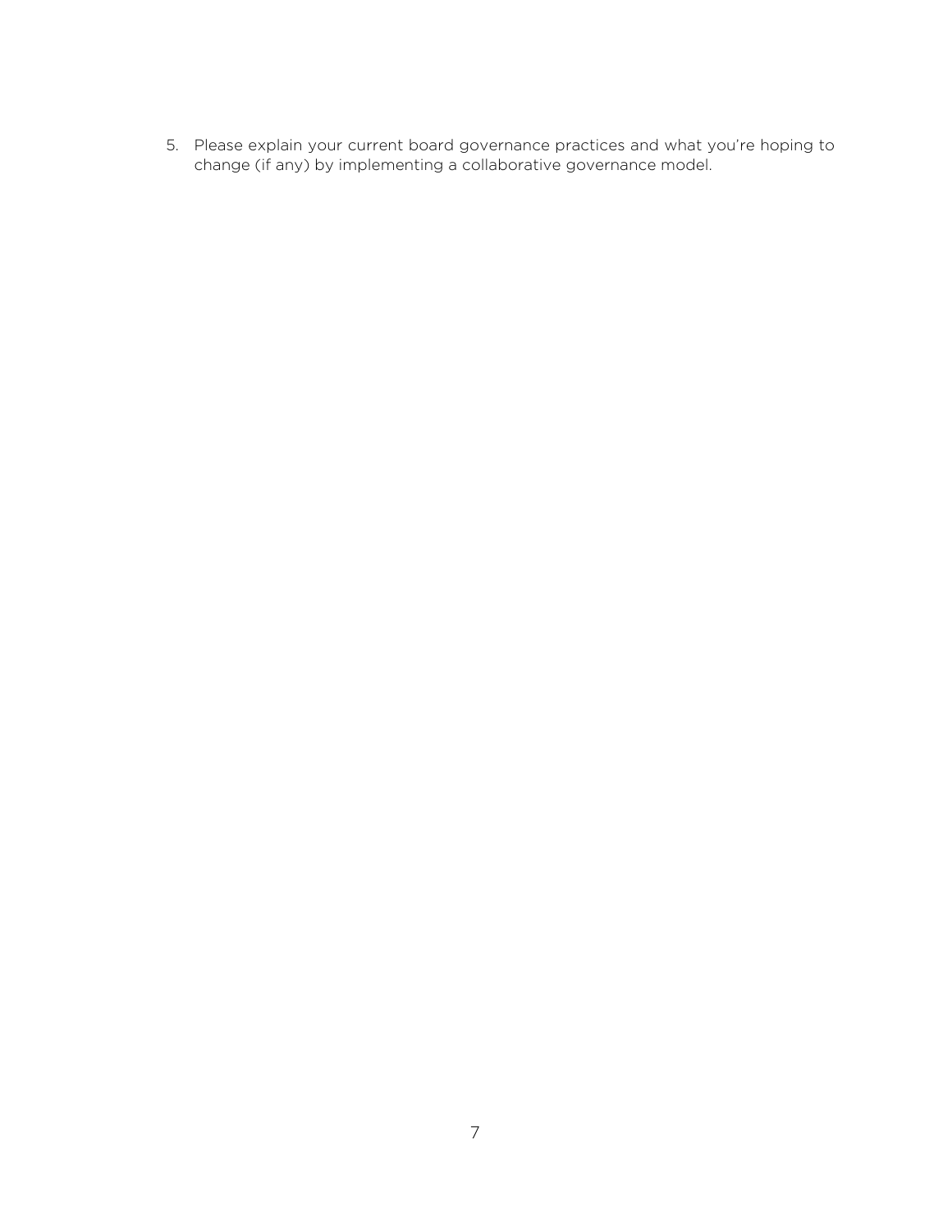5. Please explain your current board governance practices and what you're hoping to change (if any) by implementing a collaborative governance model.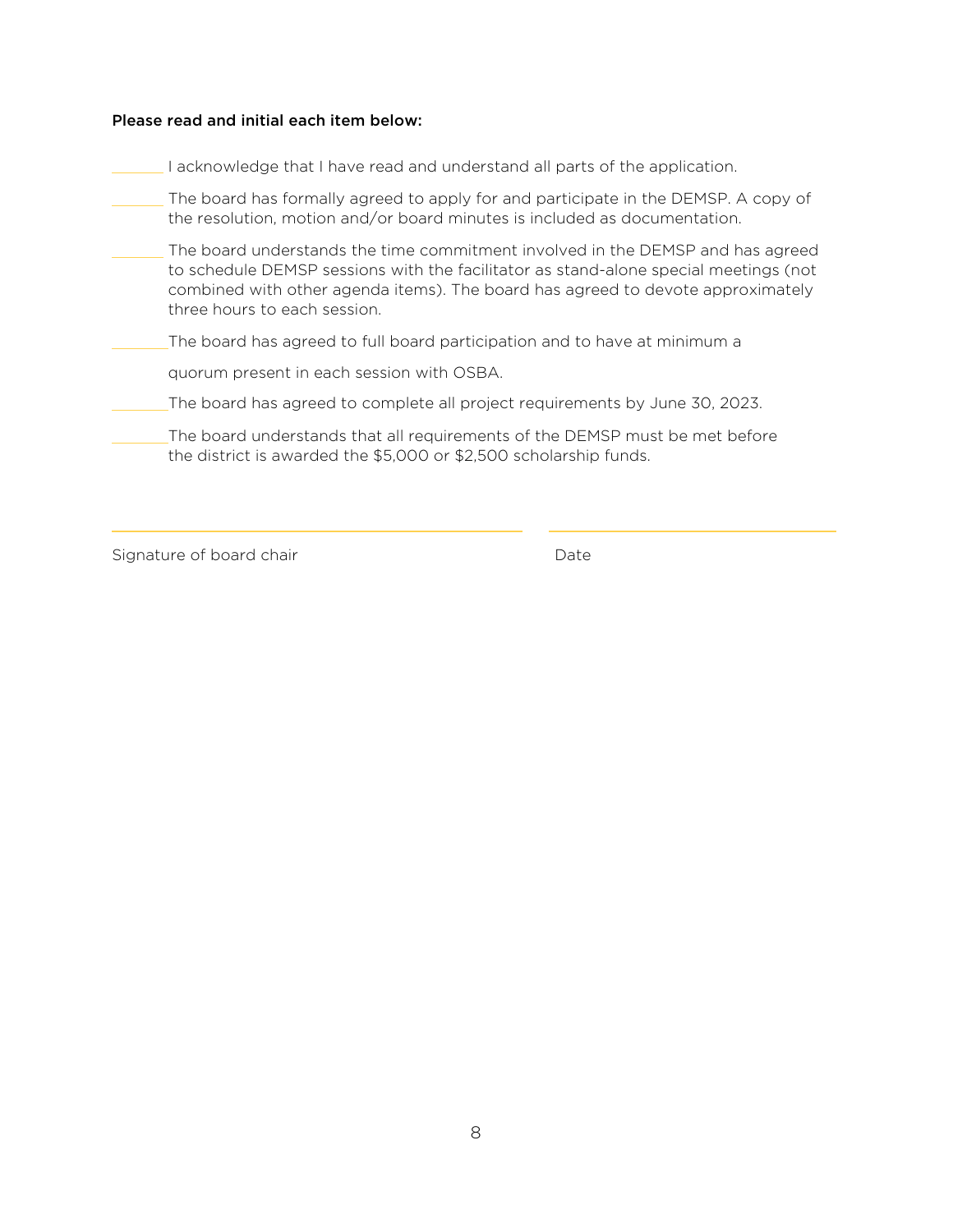**Please read and initial each item below:**

______ I acknowledge that I have read and understand all parts of the application.

______ The board has formally agreed to apply for and participate in the DEMSP. A copy of the resolution, motion and/or board minutes is included as documentation.

______ The board understands the time commitment involved in the DEMSP and has agreed to schedule DEMSP sessions with the facilitator as stand-alone special meetings (not combined with other agenda items). The board has agreed to devote approximately three hours to each session.

______ The board has agreed to full board participation and to have at minimum a quorum present in each session with OSBA.

______ The board has agreed to complete all project requirements by June 30, 2023.

______ The board understands that all requirements of the DEMSP must be met before the district is awarded the $5,000 or $2,500 scholarship funds.

______________________________ ______________________________

Signature of board chair Date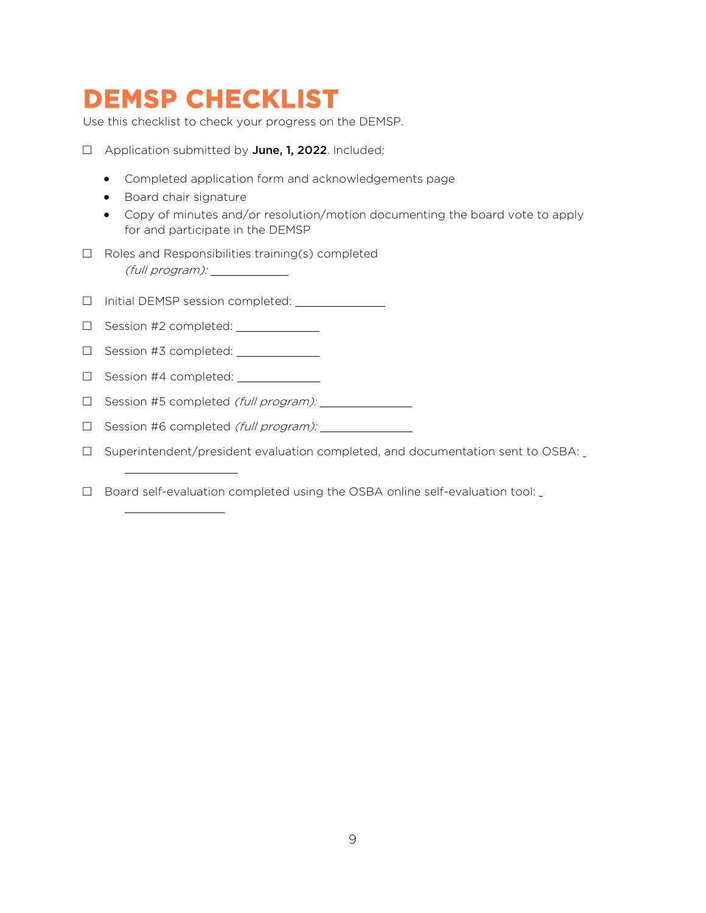# DEMSP CHECKLIST

Use this checklist to check your progress on the DEMSP.

☐ Application submitted by **June, 1, 2022**. Included:

- Completed application form and acknowledgements page
- Board chair signature
- Copy of minutes and/or resolution/motion documenting the board vote to apply for and participate in the DEMSP

☐ Roles and Responsibilities training(s) completed *(full program):* ____________

☐ Initial DEMSP session completed: ______________

☐ Session #2 completed: _____________

☐ Session #3 completed: _____________

☐ Session #4 completed: _____________

☐ Session #5 completed *(full program):* ______________

☐ Session #6 completed *(full program):* ______________

☐ Superintendent/president evaluation completed, and documentation sent to OSBA: _________________

☐ Board self-evaluation completed using the OSBA online self-evaluation tool: _______________